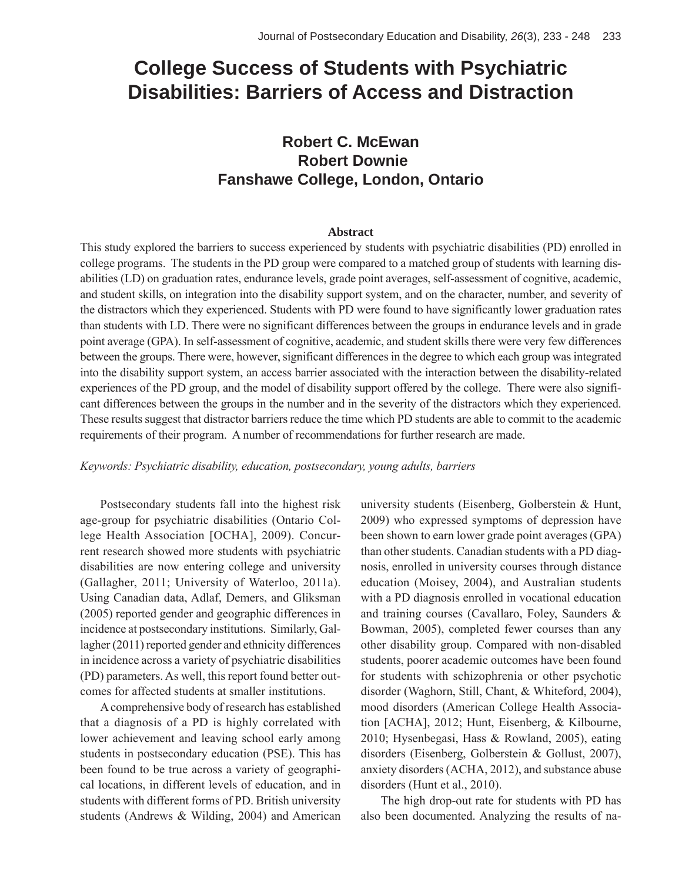# College Success of Students with Psychiatric Disabilities: Barriers of Access and Distraction

**Robert C. McEwan**
**Robert Downie**
**Fanshawe College, London, Ontario**

### Abstract

This study explored the barriers to success experienced by students with psychiatric disabilities (PD) enrolled in college programs. The students in the PD group were compared to a matched group of students with learning disabilities (LD) on graduation rates, endurance levels, grade point averages, self-assessment of cognitive, academic, and student skills, on integration into the disability support system, and on the character, number, and severity of the distractors which they experienced. Students with PD were found to have significantly lower graduation rates than students with LD. There were no significant differences between the groups in endurance levels and in grade point average (GPA). In self-assessment of cognitive, academic, and student skills there were very few differences between the groups. There were, however, significant differences in the degree to which each group was integrated into the disability support system, an access barrier associated with the interaction between the disability-related experiences of the PD group, and the model of disability support offered by the college. There were also significant differences between the groups in the number and in the severity of the distractors which they experienced. These results suggest that distractor barriers reduce the time which PD students are able to commit to the academic requirements of their program. A number of recommendations for further research are made.

*Keywords: Psychiatric disability, education, postsecondary, young adults, barriers*

Postsecondary students fall into the highest risk age-group for psychiatric disabilities (Ontario College Health Association [OCHA], 2009). Concurrent research showed more students with psychiatric disabilities are now entering college and university (Gallagher, 2011; University of Waterloo, 2011a). Using Canadian data, Adlaf, Demers, and Gliksman (2005) reported gender and geographic differences in incidence at postsecondary institutions. Similarly, Gallagher (2011) reported gender and ethnicity differences in incidence across a variety of psychiatric disabilities (PD) parameters. As well, this report found better outcomes for affected students at smaller institutions.

A comprehensive body of research has established that a diagnosis of a PD is highly correlated with lower achievement and leaving school early among students in postsecondary education (PSE). This has been found to be true across a variety of geographical locations, in different levels of education, and in students with different forms of PD. British university students (Andrews & Wilding, 2004) and American university students (Eisenberg, Golberstein & Hunt, 2009) who expressed symptoms of depression have been shown to earn lower grade point averages (GPA) than other students. Canadian students with a PD diagnosis, enrolled in university courses through distance education (Moisey, 2004), and Australian students with a PD diagnosis enrolled in vocational education and training courses (Cavallaro, Foley, Saunders & Bowman, 2005), completed fewer courses than any other disability group. Compared with non-disabled students, poorer academic outcomes have been found for students with schizophrenia or other psychotic disorder (Waghorn, Still, Chant, & Whiteford, 2004), mood disorders (American College Health Association [ACHA], 2012; Hunt, Eisenberg, & Kilbourne, 2010; Hysenbegasi, Hass & Rowland, 2005), eating disorders (Eisenberg, Golberstein & Gollust, 2007), anxiety disorders (ACHA, 2012), and substance abuse disorders (Hunt et al., 2010).

The high drop-out rate for students with PD has also been documented. Analyzing the results of na-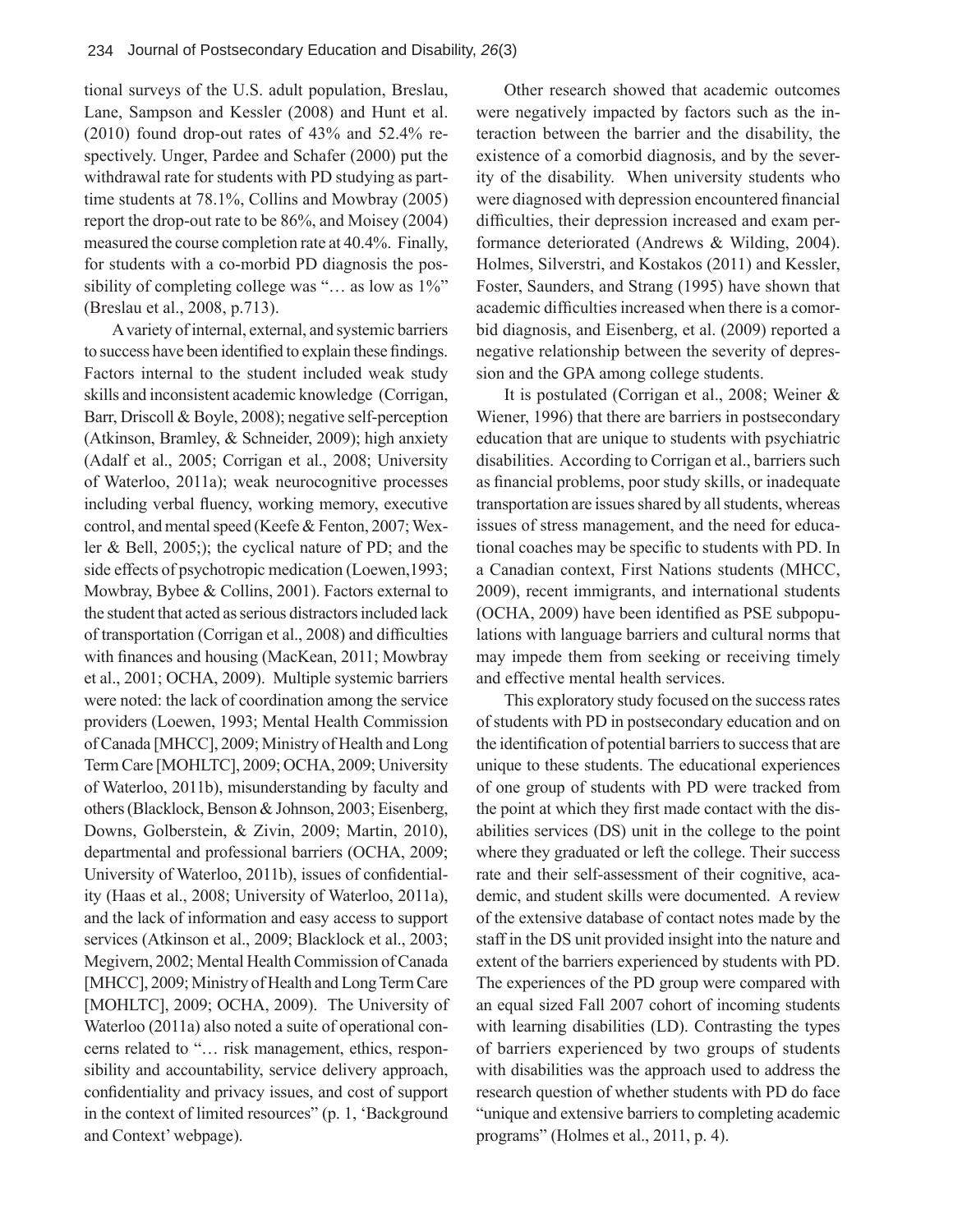tional surveys of the U.S. adult population, Breslau, Lane, Sampson and Kessler (2008) and Hunt et al. (2010) found drop-out rates of 43% and 52.4% respectively. Unger, Pardee and Schafer (2000) put the withdrawal rate for students with PD studying as part-time students at 78.1%, Collins and Mowbray (2005) report the drop-out rate to be 86%, and Moisey (2004) measured the course completion rate at 40.4%. Finally, for students with a co-morbid PD diagnosis the possibility of completing college was "… as low as 1%" (Breslau et al., 2008, p.713).

A variety of internal, external, and systemic barriers to success have been identified to explain these findings. Factors internal to the student included weak study skills and inconsistent academic knowledge (Corrigan, Barr, Driscoll & Boyle, 2008); negative self-perception (Atkinson, Bramley, & Schneider, 2009); high anxiety (Adalf et al., 2005; Corrigan et al., 2008; University of Waterloo, 2011a); weak neurocognitive processes including verbal fluency, working memory, executive control, and mental speed (Keefe & Fenton, 2007; Wexler & Bell, 2005;); the cyclical nature of PD; and the side effects of psychotropic medication (Loewen,1993; Mowbray, Bybee & Collins, 2001). Factors external to the student that acted as serious distractors included lack of transportation (Corrigan et al., 2008) and difficulties with finances and housing (MacKean, 2011; Mowbray et al., 2001; OCHA, 2009). Multiple systemic barriers were noted: the lack of coordination among the service providers (Loewen, 1993; Mental Health Commission of Canada [MHCC], 2009; Ministry of Health and Long Term Care [MOHLTC], 2009; OCHA, 2009; University of Waterloo, 2011b), misunderstanding by faculty and others (Blacklock, Benson & Johnson, 2003; Eisenberg, Downs, Golberstein, & Zivin, 2009; Martin, 2010), departmental and professional barriers (OCHA, 2009; University of Waterloo, 2011b), issues of confidentiality (Haas et al., 2008; University of Waterloo, 2011a), and the lack of information and easy access to support services (Atkinson et al., 2009; Blacklock et al., 2003; Megivern, 2002; Mental Health Commission of Canada [MHCC], 2009; Ministry of Health and Long Term Care [MOHLTC], 2009; OCHA, 2009). The University of Waterloo (2011a) also noted a suite of operational concerns related to "… risk management, ethics, responsibility and accountability, service delivery approach, confidentiality and privacy issues, and cost of support in the context of limited resources" (p. 1, 'Background and Context' webpage).

Other research showed that academic outcomes were negatively impacted by factors such as the interaction between the barrier and the disability, the existence of a comorbid diagnosis, and by the severity of the disability. When university students who were diagnosed with depression encountered financial difficulties, their depression increased and exam performance deteriorated (Andrews & Wilding, 2004). Holmes, Silverstri, and Kostakos (2011) and Kessler, Foster, Saunders, and Strang (1995) have shown that academic difficulties increased when there is a comorbid diagnosis, and Eisenberg, et al. (2009) reported a negative relationship between the severity of depression and the GPA among college students.

It is postulated (Corrigan et al., 2008; Weiner & Wiener, 1996) that there are barriers in postsecondary education that are unique to students with psychiatric disabilities. According to Corrigan et al., barriers such as financial problems, poor study skills, or inadequate transportation are issues shared by all students, whereas issues of stress management, and the need for educational coaches may be specific to students with PD. In a Canadian context, First Nations students (MHCC, 2009), recent immigrants, and international students (OCHA, 2009) have been identified as PSE subpopulations with language barriers and cultural norms that may impede them from seeking or receiving timely and effective mental health services.

This exploratory study focused on the success rates of students with PD in postsecondary education and on the identification of potential barriers to success that are unique to these students. The educational experiences of one group of students with PD were tracked from the point at which they first made contact with the disabilities services (DS) unit in the college to the point where they graduated or left the college. Their success rate and their self-assessment of their cognitive, academic, and student skills were documented. A review of the extensive database of contact notes made by the staff in the DS unit provided insight into the nature and extent of the barriers experienced by students with PD. The experiences of the PD group were compared with an equal sized Fall 2007 cohort of incoming students with learning disabilities (LD). Contrasting the types of barriers experienced by two groups of students with disabilities was the approach used to address the research question of whether students with PD do face "unique and extensive barriers to completing academic programs" (Holmes et al., 2011, p. 4).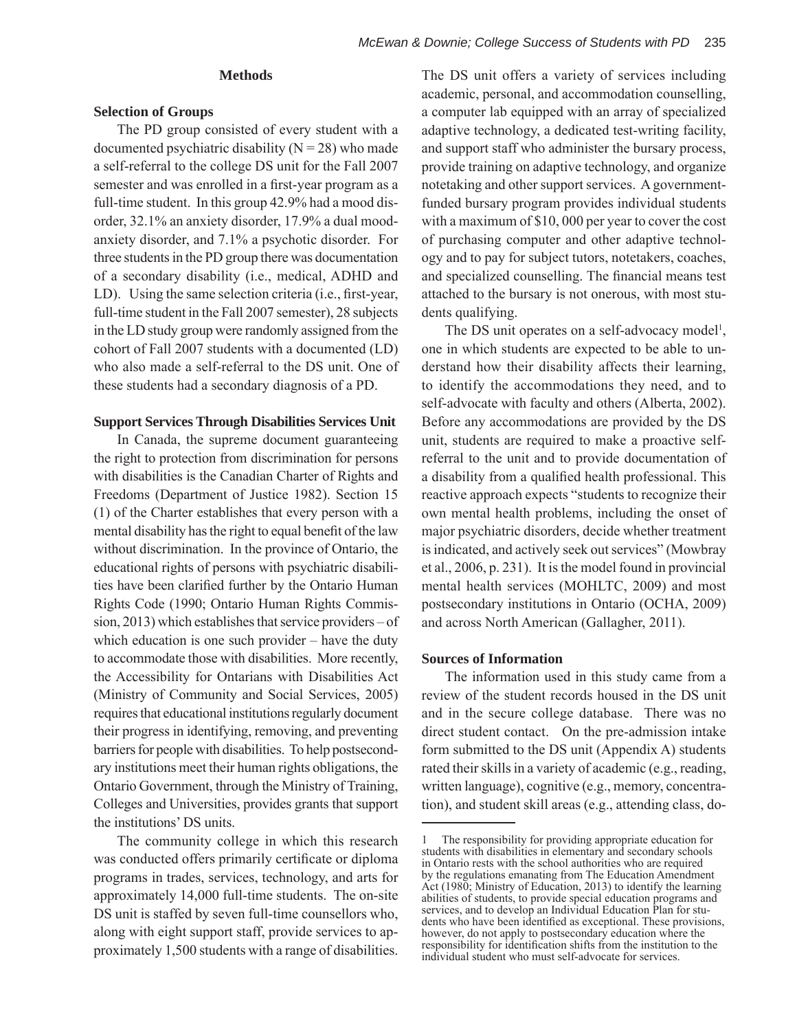## Methods

### Selection of Groups

The PD group consisted of every student with a documented psychiatric disability (N = 28) who made a self-referral to the college DS unit for the Fall 2007 semester and was enrolled in a first-year program as a full-time student. In this group 42.9% had a mood disorder, 32.1% an anxiety disorder, 17.9% a dual mood-anxiety disorder, and 7.1% a psychotic disorder. For three students in the PD group there was documentation of a secondary disability (i.e., medical, ADHD and LD). Using the same selection criteria (i.e., first-year, full-time student in the Fall 2007 semester), 28 subjects in the LD study group were randomly assigned from the cohort of Fall 2007 students with a documented (LD) who also made a self-referral to the DS unit. One of these students had a secondary diagnosis of a PD.

### Support Services Through Disabilities Services Unit

In Canada, the supreme document guaranteeing the right to protection from discrimination for persons with disabilities is the Canadian Charter of Rights and Freedoms (Department of Justice 1982). Section 15 (1) of the Charter establishes that every person with a mental disability has the right to equal benefit of the law without discrimination. In the province of Ontario, the educational rights of persons with psychiatric disabilities have been clarified further by the Ontario Human Rights Code (1990; Ontario Human Rights Commission, 2013) which establishes that service providers – of which education is one such provider – have the duty to accommodate those with disabilities. More recently, the Accessibility for Ontarians with Disabilities Act (Ministry of Community and Social Services, 2005) requires that educational institutions regularly document their progress in identifying, removing, and preventing barriers for people with disabilities. To help postsecondary institutions meet their human rights obligations, the Ontario Government, through the Ministry of Training, Colleges and Universities, provides grants that support the institutions' DS units.

The community college in which this research was conducted offers primarily certificate or diploma programs in trades, services, technology, and arts for approximately 14,000 full-time students. The on-site DS unit is staffed by seven full-time counsellors who, along with eight support staff, provide services to approximately 1,500 students with a range of disabilities. The DS unit offers a variety of services including academic, personal, and accommodation counselling, a computer lab equipped with an array of specialized adaptive technology, a dedicated test-writing facility, and support staff who administer the bursary process, provide training on adaptive technology, and organize notetaking and other support services. A government-funded bursary program provides individual students with a maximum of $10, 000 per year to cover the cost of purchasing computer and other adaptive technology and to pay for subject tutors, notetakers, coaches, and specialized counselling. The financial means test attached to the bursary is not onerous, with most students qualifying.

The DS unit operates on a self-advocacy model[1], one in which students are expected to be able to understand how their disability affects their learning, to identify the accommodations they need, and to self-advocate with faculty and others (Alberta, 2002). Before any accommodations are provided by the DS unit, students are required to make a proactive self-referral to the unit and to provide documentation of a disability from a qualified health professional. This reactive approach expects "students to recognize their own mental health problems, including the onset of major psychiatric disorders, decide whether treatment is indicated, and actively seek out services" (Mowbray et al., 2006, p. 231). It is the model found in provincial mental health services (MOHLTC, 2009) and most postsecondary institutions in Ontario (OCHA, 2009) and across North American (Gallagher, 2011).

### Sources of Information

The information used in this study came from a review of the student records housed in the DS unit and in the secure college database. There was no direct student contact. On the pre-admission intake form submitted to the DS unit (Appendix A) students rated their skills in a variety of academic (e.g., reading, written language), cognitive (e.g., memory, concentration), and student skill areas (e.g., attending class, do-

---

1 The responsibility for providing appropriate education for students with disabilities in elementary and secondary schools in Ontario rests with the school authorities who are required by the regulations emanating from The Education Amendment Act (1980; Ministry of Education, 2013) to identify the learning abilities of students, to provide special education programs and services, and to develop an Individual Education Plan for students who have been identified as exceptional. These provisions, however, do not apply to postsecondary education where the responsibility for identification shifts from the institution to the individual student who must self-advocate for services.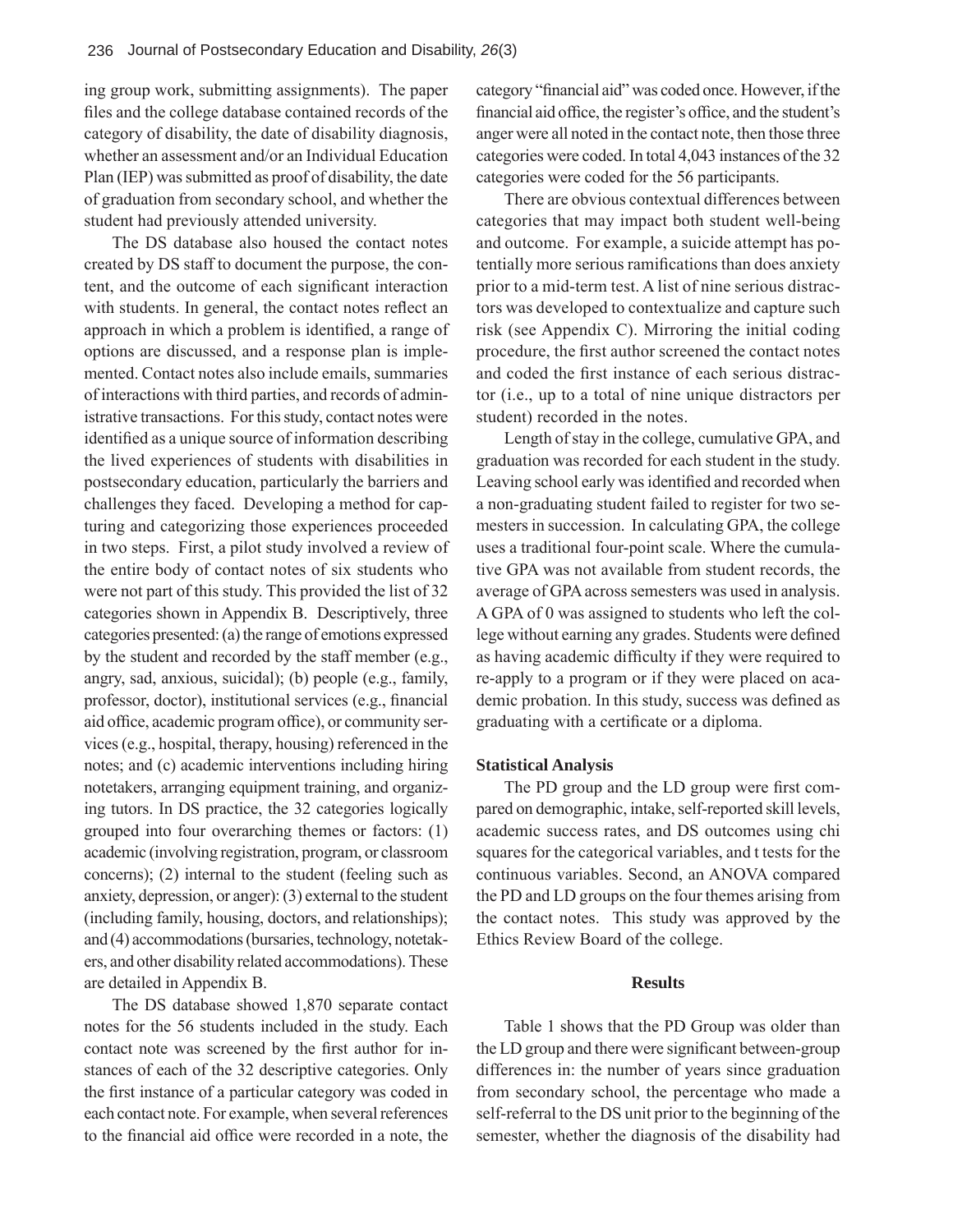ing group work, submitting assignments). The paper files and the college database contained records of the category of disability, the date of disability diagnosis, whether an assessment and/or an Individual Education Plan (IEP) was submitted as proof of disability, the date of graduation from secondary school, and whether the student had previously attended university.

The DS database also housed the contact notes created by DS staff to document the purpose, the content, and the outcome of each significant interaction with students. In general, the contact notes reflect an approach in which a problem is identified, a range of options are discussed, and a response plan is implemented. Contact notes also include emails, summaries of interactions with third parties, and records of administrative transactions. For this study, contact notes were identified as a unique source of information describing the lived experiences of students with disabilities in postsecondary education, particularly the barriers and challenges they faced. Developing a method for capturing and categorizing those experiences proceeded in two steps. First, a pilot study involved a review of the entire body of contact notes of six students who were not part of this study. This provided the list of 32 categories shown in Appendix B. Descriptively, three categories presented: (a) the range of emotions expressed by the student and recorded by the staff member (e.g., angry, sad, anxious, suicidal); (b) people (e.g., family, professor, doctor), institutional services (e.g., financial aid office, academic program office), or community services (e.g., hospital, therapy, housing) referenced in the notes; and (c) academic interventions including hiring notetakers, arranging equipment training, and organizing tutors. In DS practice, the 32 categories logically grouped into four overarching themes or factors: (1) academic (involving registration, program, or classroom concerns); (2) internal to the student (feeling such as anxiety, depression, or anger): (3) external to the student (including family, housing, doctors, and relationships); and (4) accommodations (bursaries, technology, notetakers, and other disability related accommodations). These are detailed in Appendix B.

The DS database showed 1,870 separate contact notes for the 56 students included in the study. Each contact note was screened by the first author for instances of each of the 32 descriptive categories. Only the first instance of a particular category was coded in each contact note. For example, when several references to the financial aid office were recorded in a note, the category "financial aid" was coded once. However, if the financial aid office, the register's office, and the student's anger were all noted in the contact note, then those three categories were coded. In total 4,043 instances of the 32 categories were coded for the 56 participants.

There are obvious contextual differences between categories that may impact both student well-being and outcome. For example, a suicide attempt has potentially more serious ramifications than does anxiety prior to a mid-term test. A list of nine serious distractors was developed to contextualize and capture such risk (see Appendix C). Mirroring the initial coding procedure, the first author screened the contact notes and coded the first instance of each serious distractor (i.e., up to a total of nine unique distractors per student) recorded in the notes.

Length of stay in the college, cumulative GPA, and graduation was recorded for each student in the study. Leaving school early was identified and recorded when a non-graduating student failed to register for two semesters in succession. In calculating GPA, the college uses a traditional four-point scale. Where the cumulative GPA was not available from student records, the average of GPA across semesters was used in analysis. A GPA of 0 was assigned to students who left the college without earning any grades. Students were defined as having academic difficulty if they were required to re-apply to a program or if they were placed on academic probation. In this study, success was defined as graduating with a certificate or a diploma.

### Statistical Analysis

The PD group and the LD group were first compared on demographic, intake, self-reported skill levels, academic success rates, and DS outcomes using chi squares for the categorical variables, and t tests for the continuous variables. Second, an ANOVA compared the PD and LD groups on the four themes arising from the contact notes. This study was approved by the Ethics Review Board of the college.

## Results

Table 1 shows that the PD Group was older than the LD group and there were significant between-group differences in: the number of years since graduation from secondary school, the percentage who made a self-referral to the DS unit prior to the beginning of the semester, whether the diagnosis of the disability had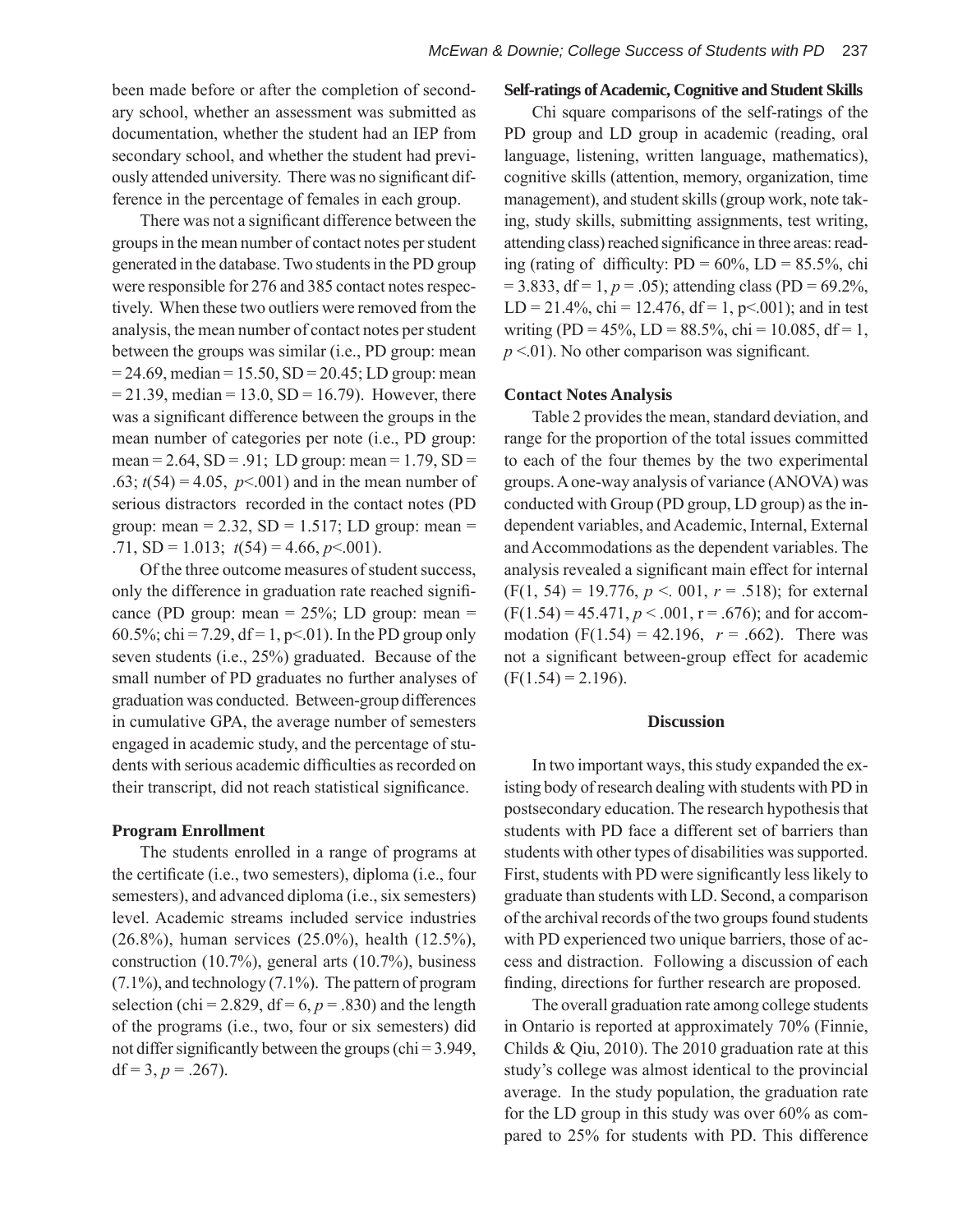been made before or after the completion of secondary school, whether an assessment was submitted as documentation, whether the student had an IEP from secondary school, and whether the student had previously attended university. There was no significant difference in the percentage of females in each group.

There was not a significant difference between the groups in the mean number of contact notes per student generated in the database. Two students in the PD group were responsible for 276 and 385 contact notes respectively. When these two outliers were removed from the analysis, the mean number of contact notes per student between the groups was similar (i.e., PD group: mean = 24.69, median = 15.50, SD = 20.45; LD group: mean = 21.39, median = 13.0, SD = 16.79). However, there was a significant difference between the groups in the mean number of categories per note (i.e., PD group: mean = 2.64, SD = .91; LD group: mean = 1.79, SD = .63; $t(54) = 4.05$, $p<.001$) and in the mean number of serious distractors recorded in the contact notes (PD group: mean = 2.32, SD = 1.517; LD group: mean = .71, SD = 1.013; $t(54) = 4.66$, $p<.001$).

Of the three outcome measures of student success, only the difference in graduation rate reached significance (PD group: mean = 25%; LD group: mean = 60.5%; chi = 7.29, df = 1, $p<.01$). In the PD group only seven students (i.e., 25%) graduated. Because of the small number of PD graduates no further analyses of graduation was conducted. Between-group differences in cumulative GPA, the average number of semesters engaged in academic study, and the percentage of students with serious academic difficulties as recorded on their transcript, did not reach statistical significance.

### Program Enrollment

The students enrolled in a range of programs at the certificate (i.e., two semesters), diploma (i.e., four semesters), and advanced diploma (i.e., six semesters) level. Academic streams included service industries (26.8%), human services (25.0%), health (12.5%), construction (10.7%), general arts (10.7%), business (7.1%), and technology (7.1%). The pattern of program selection (chi = 2.829, df = 6, $p = .830$) and the length of the programs (i.e., two, four or six semesters) did not differ significantly between the groups (chi = 3.949, df = 3, $p = .267$).

### Self-ratings of Academic, Cognitive and Student Skills

Chi square comparisons of the self-ratings of the PD group and LD group in academic (reading, oral language, listening, written language, mathematics), cognitive skills (attention, memory, organization, time management), and student skills (group work, note taking, study skills, submitting assignments, test writing, attending class) reached significance in three areas: reading (rating of difficulty: PD = 60%, LD = 85.5%, chi = 3.833, df = 1, $p = .05$); attending class (PD = 69.2%, LD = 21.4%, chi = 12.476, df = 1, $p<.001$); and in test writing (PD = 45%, LD = 88.5%, chi = 10.085, df = 1, $p <.01$). No other comparison was significant.

### Contact Notes Analysis

Table 2 provides the mean, standard deviation, and range for the proportion of the total issues committed to each of the four themes by the two experimental groups. A one-way analysis of variance (ANOVA) was conducted with Group (PD group, LD group) as the independent variables, and Academic, Internal, External and Accommodations as the dependent variables. The analysis revealed a significant main effect for internal ($F(1, 54) = 19.776$, $p <. 001$, $r = .518$); for external ($F(1.54) = 45.471$, $p < .001$, $r = .676$); and for accommodation ($F(1.54) = 42.196$, $r = .662$). There was not a significant between-group effect for academic ($F(1.54) = 2.196$).

## Discussion

In two important ways, this study expanded the existing body of research dealing with students with PD in postsecondary education. The research hypothesis that students with PD face a different set of barriers than students with other types of disabilities was supported. First, students with PD were significantly less likely to graduate than students with LD. Second, a comparison of the archival records of the two groups found students with PD experienced two unique barriers, those of access and distraction. Following a discussion of each finding, directions for further research are proposed.

The overall graduation rate among college students in Ontario is reported at approximately 70% (Finnie, Childs & Qiu, 2010). The 2010 graduation rate at this study's college was almost identical to the provincial average. In the study population, the graduation rate for the LD group in this study was over 60% as compared to 25% for students with PD. This difference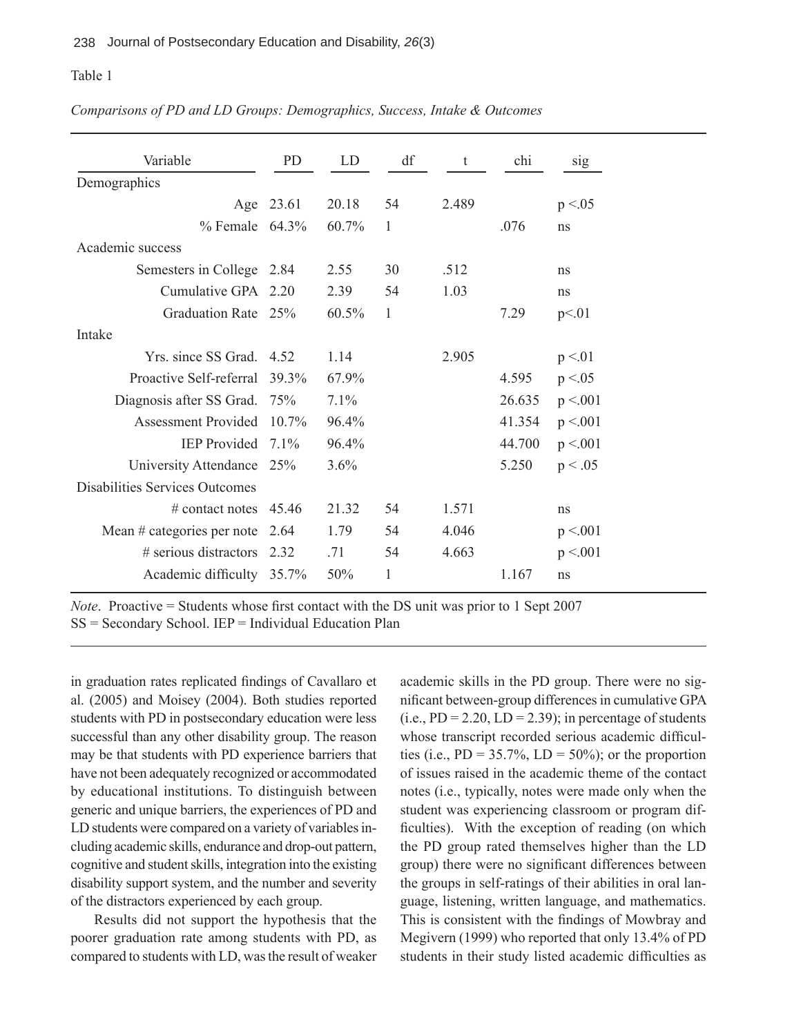Table 1

*Comparisons of PD and LD Groups: Demographics, Success, Intake & Outcomes*

| Variable | PD | LD | df | t | chi | sig |
|---|---|---|---|---|---|---|
| Demographics | | | | | | |
| Age | 23.61 | 20.18 | 54 | 2.489 | | p <.05 |
| % Female | 64.3% | 60.7% | 1 | | .076 | ns |
| Academic success | | | | | | |
| Semesters in College | 2.84 | 2.55 | 30 | .512 | | ns |
| Cumulative GPA | 2.20 | 2.39 | 54 | 1.03 | | ns |
| Graduation Rate | 25% | 60.5% | 1 | | 7.29 | p<.01 |
| Intake | | | | | | |
| Yrs. since SS Grad. | 4.52 | 1.14 | | 2.905 | | p <.01 |
| Proactive Self-referral | 39.3% | 67.9% | | | 4.595 | p <.05 |
| Diagnosis after SS Grad. | 75% | 7.1% | | | 26.635 | p <.001 |
| Assessment Provided | 10.7% | 96.4% | | | 41.354 | p <.001 |
| IEP Provided | 7.1% | 96.4% | | | 44.700 | p <.001 |
| University Attendance | 25% | 3.6% | | | 5.250 | p < .05 |
| Disabilities Services Outcomes | | | | | | |
| # contact notes | 45.46 | 21.32 | 54 | 1.571 | | ns |
| Mean # categories per note | 2.64 | 1.79 | 54 | 4.046 | | p <.001 |
| # serious distractors | 2.32 | .71 | 54 | 4.663 | | p <.001 |
| Academic difficulty | 35.7% | 50% | 1 | | 1.167 | ns |

*Note*. Proactive = Students whose first contact with the DS unit was prior to 1 Sept 2007
SS = Secondary School. IEP = Individual Education Plan

in graduation rates replicated findings of Cavallaro et al. (2005) and Moisey (2004). Both studies reported students with PD in postsecondary education were less successful than any other disability group. The reason may be that students with PD experience barriers that have not been adequately recognized or accommodated by educational institutions. To distinguish between generic and unique barriers, the experiences of PD and LD students were compared on a variety of variables including academic skills, endurance and drop-out pattern, cognitive and student skills, integration into the existing disability support system, and the number and severity of the distractors experienced by each group.

Results did not support the hypothesis that the poorer graduation rate among students with PD, as compared to students with LD, was the result of weaker academic skills in the PD group. There were no significant between-group differences in cumulative GPA (i.e., PD = 2.20, LD = 2.39); in percentage of students whose transcript recorded serious academic difficulties (i.e., PD = 35.7%, LD = 50%); or the proportion of issues raised in the academic theme of the contact notes (i.e., typically, notes were made only when the student was experiencing classroom or program difficulties). With the exception of reading (on which the PD group rated themselves higher than the LD group) there were no significant differences between the groups in self-ratings of their abilities in oral language, listening, written language, and mathematics. This is consistent with the findings of Mowbray and Megivern (1999) who reported that only 13.4% of PD students in their study listed academic difficulties as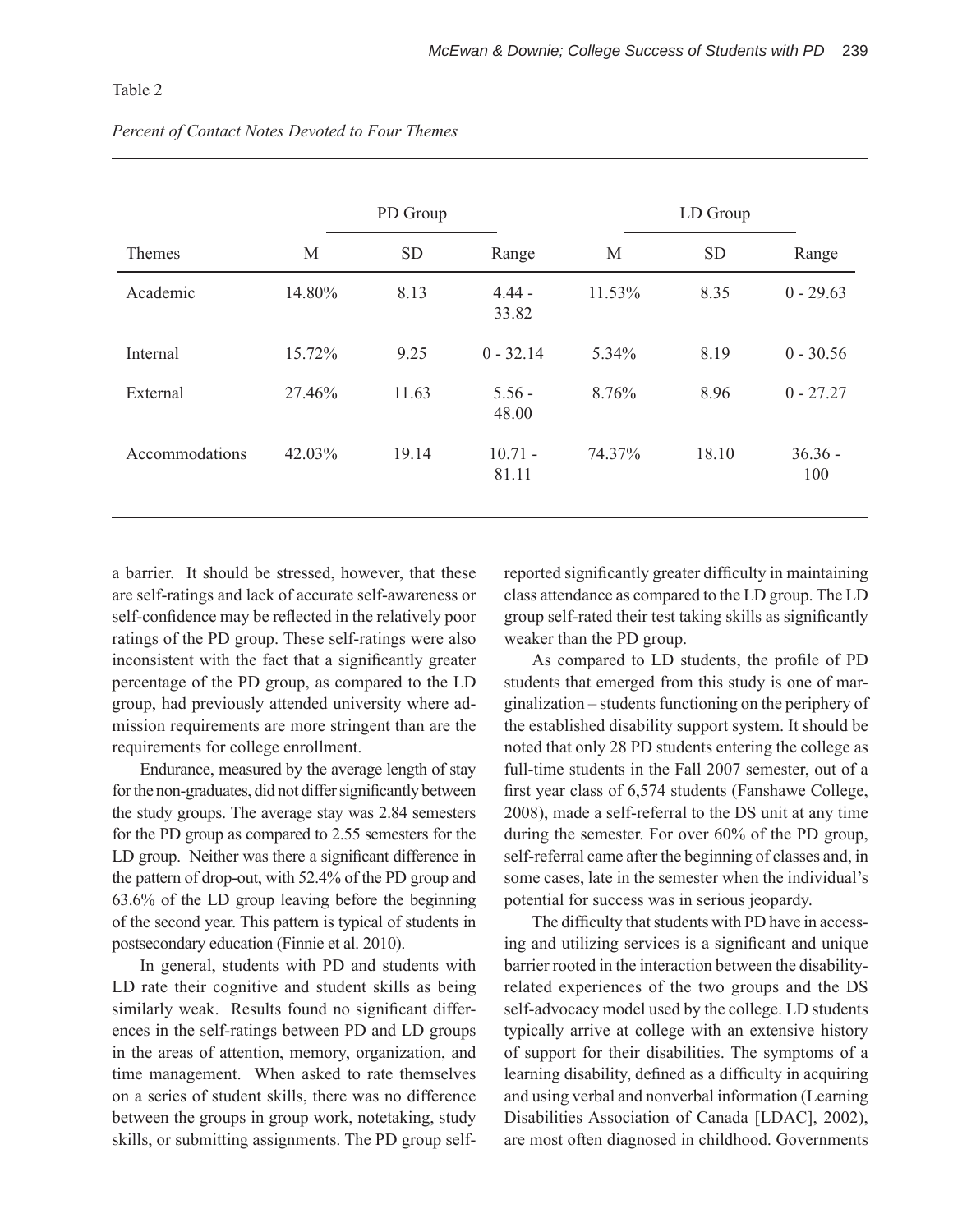Table 2

*Percent of Contact Notes Devoted to Four Themes*

| | PD Group | | | LD Group | | |
|---|---|---|---|---|---|---|
| Themes | M | SD | Range | M | SD | Range |
| Academic | 14.80% | 8.13 | 4.44 - 33.82 | 11.53% | 8.35 | 0 - 29.63 |
| Internal | 15.72% | 9.25 | 0 - 32.14 | 5.34% | 8.19 | 0 - 30.56 |
| External | 27.46% | 11.63 | 5.56 - 48.00 | 8.76% | 8.96 | 0 - 27.27 |
| Accommodations | 42.03% | 19.14 | 10.71 - 81.11 | 74.37% | 18.10 | 36.36 - 100 |

a barrier. It should be stressed, however, that these are self-ratings and lack of accurate self-awareness or self-confidence may be reflected in the relatively poor ratings of the PD group. These self-ratings were also inconsistent with the fact that a significantly greater percentage of the PD group, as compared to the LD group, had previously attended university where admission requirements are more stringent than are the requirements for college enrollment.

Endurance, measured by the average length of stay for the non-graduates, did not differ significantly between the study groups. The average stay was 2.84 semesters for the PD group as compared to 2.55 semesters for the LD group. Neither was there a significant difference in the pattern of drop-out, with 52.4% of the PD group and 63.6% of the LD group leaving before the beginning of the second year. This pattern is typical of students in postsecondary education (Finnie et al. 2010).

In general, students with PD and students with LD rate their cognitive and student skills as being similarly weak. Results found no significant differences in the self-ratings between PD and LD groups in the areas of attention, memory, organization, and time management. When asked to rate themselves on a series of student skills, there was no difference between the groups in group work, notetaking, study skills, or submitting assignments. The PD group self-reported significantly greater difficulty in maintaining class attendance as compared to the LD group. The LD group self-rated their test taking skills as significantly weaker than the PD group.

As compared to LD students, the profile of PD students that emerged from this study is one of marginalization – students functioning on the periphery of the established disability support system. It should be noted that only 28 PD students entering the college as full-time students in the Fall 2007 semester, out of a first year class of 6,574 students (Fanshawe College, 2008), made a self-referral to the DS unit at any time during the semester. For over 60% of the PD group, self-referral came after the beginning of classes and, in some cases, late in the semester when the individual's potential for success was in serious jeopardy.

The difficulty that students with PD have in accessing and utilizing services is a significant and unique barrier rooted in the interaction between the disability-related experiences of the two groups and the DS self-advocacy model used by the college. LD students typically arrive at college with an extensive history of support for their disabilities. The symptoms of a learning disability, defined as a difficulty in acquiring and using verbal and nonverbal information (Learning Disabilities Association of Canada [LDAC], 2002), are most often diagnosed in childhood. Governments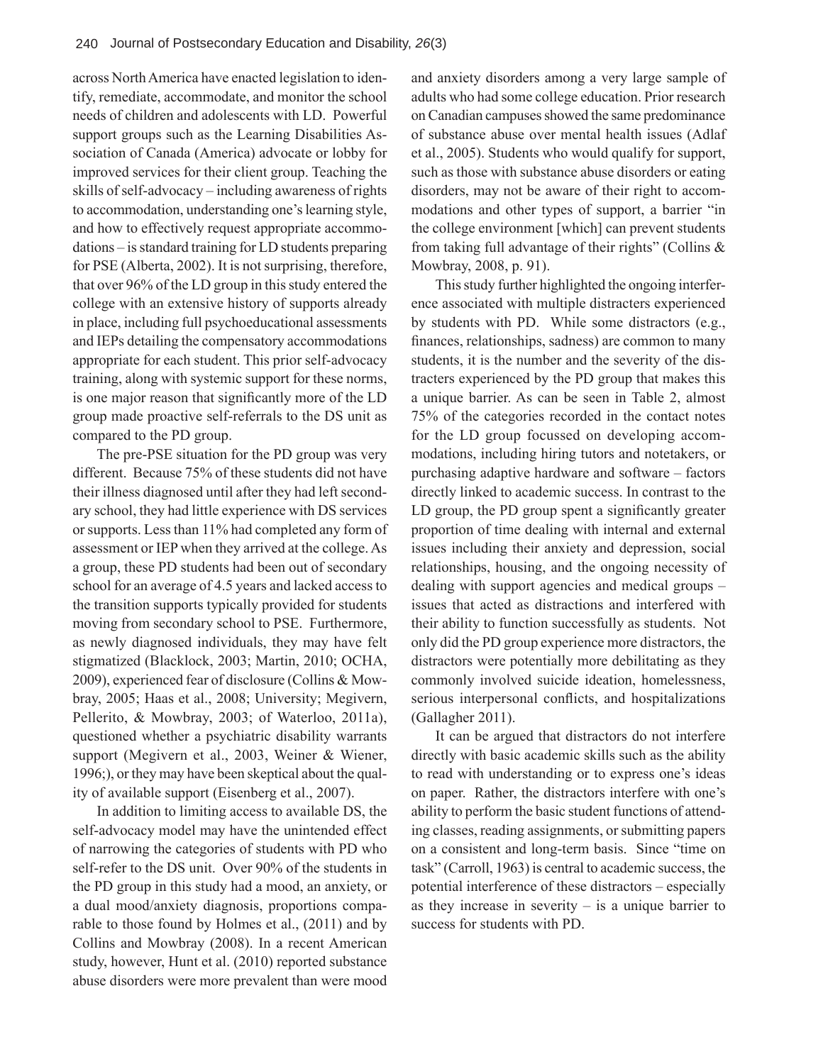across North America have enacted legislation to identify, remediate, accommodate, and monitor the school needs of children and adolescents with LD. Powerful support groups such as the Learning Disabilities Association of Canada (America) advocate or lobby for improved services for their client group. Teaching the skills of self-advocacy – including awareness of rights to accommodation, understanding one's learning style, and how to effectively request appropriate accommodations – is standard training for LD students preparing for PSE (Alberta, 2002). It is not surprising, therefore, that over 96% of the LD group in this study entered the college with an extensive history of supports already in place, including full psychoeducational assessments and IEPs detailing the compensatory accommodations appropriate for each student. This prior self-advocacy training, along with systemic support for these norms, is one major reason that significantly more of the LD group made proactive self-referrals to the DS unit as compared to the PD group.

The pre-PSE situation for the PD group was very different. Because 75% of these students did not have their illness diagnosed until after they had left secondary school, they had little experience with DS services or supports. Less than 11% had completed any form of assessment or IEP when they arrived at the college. As a group, these PD students had been out of secondary school for an average of 4.5 years and lacked access to the transition supports typically provided for students moving from secondary school to PSE. Furthermore, as newly diagnosed individuals, they may have felt stigmatized (Blacklock, 2003; Martin, 2010; OCHA, 2009), experienced fear of disclosure (Collins & Mowbray, 2005; Haas et al., 2008; University; Megivern, Pellerito, & Mowbray, 2003; of Waterloo, 2011a), questioned whether a psychiatric disability warrants support (Megivern et al., 2003, Weiner & Wiener, 1996;), or they may have been skeptical about the quality of available support (Eisenberg et al., 2007).

In addition to limiting access to available DS, the self-advocacy model may have the unintended effect of narrowing the categories of students with PD who self-refer to the DS unit. Over 90% of the students in the PD group in this study had a mood, an anxiety, or a dual mood/anxiety diagnosis, proportions comparable to those found by Holmes et al., (2011) and by Collins and Mowbray (2008). In a recent American study, however, Hunt et al. (2010) reported substance abuse disorders were more prevalent than were mood and anxiety disorders among a very large sample of adults who had some college education. Prior research on Canadian campuses showed the same predominance of substance abuse over mental health issues (Adlaf et al., 2005). Students who would qualify for support, such as those with substance abuse disorders or eating disorders, may not be aware of their right to accommodations and other types of support, a barrier "in the college environment [which] can prevent students from taking full advantage of their rights" (Collins & Mowbray, 2008, p. 91).

This study further highlighted the ongoing interference associated with multiple distracters experienced by students with PD. While some distractors (e.g., finances, relationships, sadness) are common to many students, it is the number and the severity of the distracters experienced by the PD group that makes this a unique barrier. As can be seen in Table 2, almost 75% of the categories recorded in the contact notes for the LD group focussed on developing accommodations, including hiring tutors and notetakers, or purchasing adaptive hardware and software – factors directly linked to academic success. In contrast to the LD group, the PD group spent a significantly greater proportion of time dealing with internal and external issues including their anxiety and depression, social relationships, housing, and the ongoing necessity of dealing with support agencies and medical groups – issues that acted as distractions and interfered with their ability to function successfully as students. Not only did the PD group experience more distractors, the distractors were potentially more debilitating as they commonly involved suicide ideation, homelessness, serious interpersonal conflicts, and hospitalizations (Gallagher 2011).

It can be argued that distractors do not interfere directly with basic academic skills such as the ability to read with understanding or to express one's ideas on paper. Rather, the distractors interfere with one's ability to perform the basic student functions of attending classes, reading assignments, or submitting papers on a consistent and long-term basis. Since "time on task" (Carroll, 1963) is central to academic success, the potential interference of these distractors – especially as they increase in severity – is a unique barrier to success for students with PD.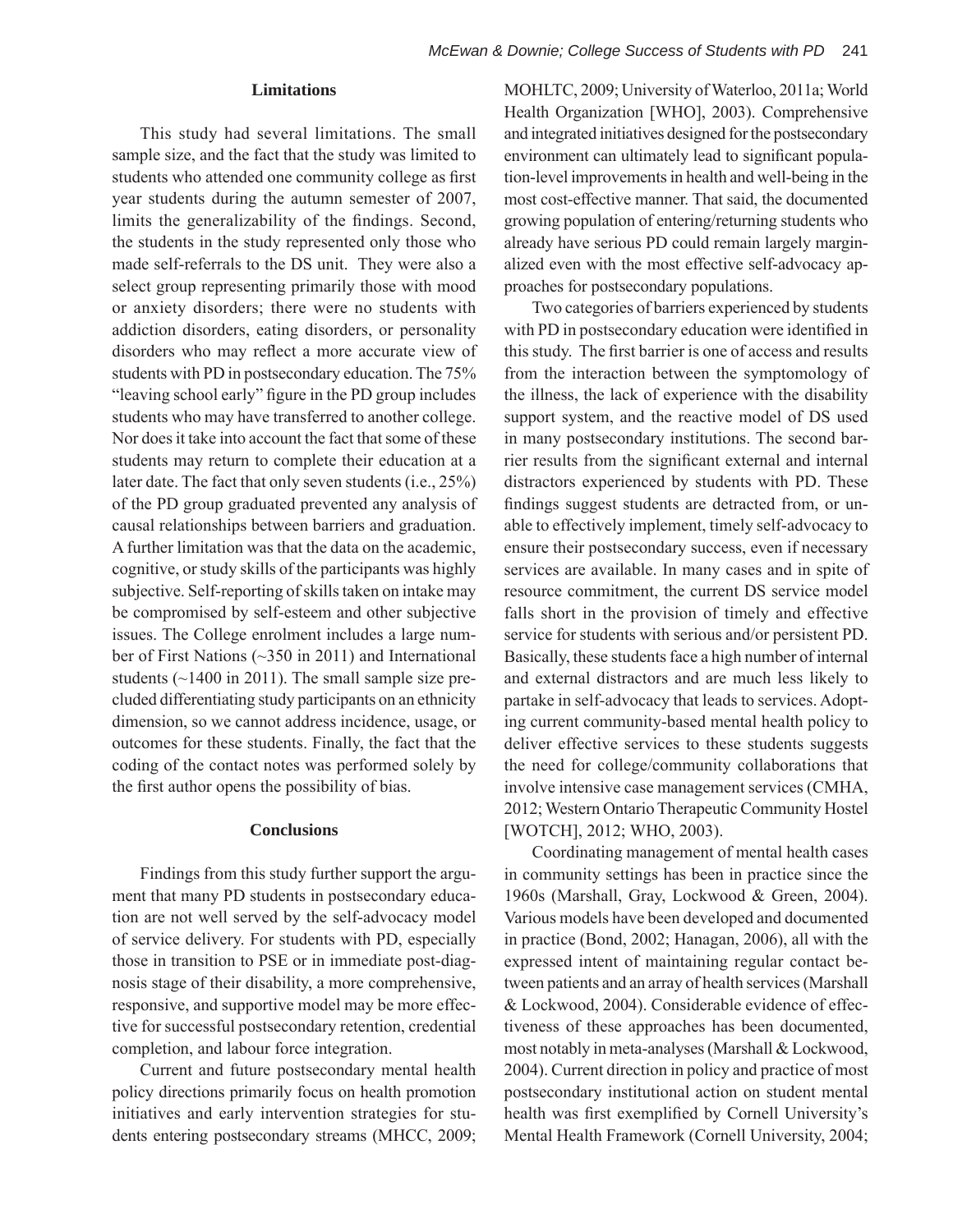## Limitations

This study had several limitations. The small sample size, and the fact that the study was limited to students who attended one community college as first year students during the autumn semester of 2007, limits the generalizability of the findings. Second, the students in the study represented only those who made self-referrals to the DS unit. They were also a select group representing primarily those with mood or anxiety disorders; there were no students with addiction disorders, eating disorders, or personality disorders who may reflect a more accurate view of students with PD in postsecondary education. The 75% "leaving school early" figure in the PD group includes students who may have transferred to another college. Nor does it take into account the fact that some of these students may return to complete their education at a later date. The fact that only seven students (i.e., 25%) of the PD group graduated prevented any analysis of causal relationships between barriers and graduation. A further limitation was that the data on the academic, cognitive, or study skills of the participants was highly subjective. Self-reporting of skills taken on intake may be compromised by self-esteem and other subjective issues. The College enrolment includes a large number of First Nations (~350 in 2011) and International students (~1400 in 2011). The small sample size precluded differentiating study participants on an ethnicity dimension, so we cannot address incidence, usage, or outcomes for these students. Finally, the fact that the coding of the contact notes was performed solely by the first author opens the possibility of bias.

## Conclusions

Findings from this study further support the argument that many PD students in postsecondary education are not well served by the self-advocacy model of service delivery. For students with PD, especially those in transition to PSE or in immediate post-diagnosis stage of their disability, a more comprehensive, responsive, and supportive model may be more effective for successful postsecondary retention, credential completion, and labour force integration.

Current and future postsecondary mental health policy directions primarily focus on health promotion initiatives and early intervention strategies for students entering postsecondary streams (MHCC, 2009; MOHLTC, 2009; University of Waterloo, 2011a; World Health Organization [WHO], 2003). Comprehensive and integrated initiatives designed for the postsecondary environment can ultimately lead to significant population-level improvements in health and well-being in the most cost-effective manner. That said, the documented growing population of entering/returning students who already have serious PD could remain largely marginalized even with the most effective self-advocacy approaches for postsecondary populations.

Two categories of barriers experienced by students with PD in postsecondary education were identified in this study. The first barrier is one of access and results from the interaction between the symptomology of the illness, the lack of experience with the disability support system, and the reactive model of DS used in many postsecondary institutions. The second barrier results from the significant external and internal distractors experienced by students with PD. These findings suggest students are detracted from, or unable to effectively implement, timely self-advocacy to ensure their postsecondary success, even if necessary services are available. In many cases and in spite of resource commitment, the current DS service model falls short in the provision of timely and effective service for students with serious and/or persistent PD. Basically, these students face a high number of internal and external distractors and are much less likely to partake in self-advocacy that leads to services. Adopting current community-based mental health policy to deliver effective services to these students suggests the need for college/community collaborations that involve intensive case management services (CMHA, 2012; Western Ontario Therapeutic Community Hostel [WOTCH], 2012; WHO, 2003).

Coordinating management of mental health cases in community settings has been in practice since the 1960s (Marshall, Gray, Lockwood & Green, 2004). Various models have been developed and documented in practice (Bond, 2002; Hanagan, 2006), all with the expressed intent of maintaining regular contact between patients and an array of health services (Marshall & Lockwood, 2004). Considerable evidence of effectiveness of these approaches has been documented, most notably in meta-analyses (Marshall & Lockwood, 2004). Current direction in policy and practice of most postsecondary institutional action on student mental health was first exemplified by Cornell University's Mental Health Framework (Cornell University, 2004;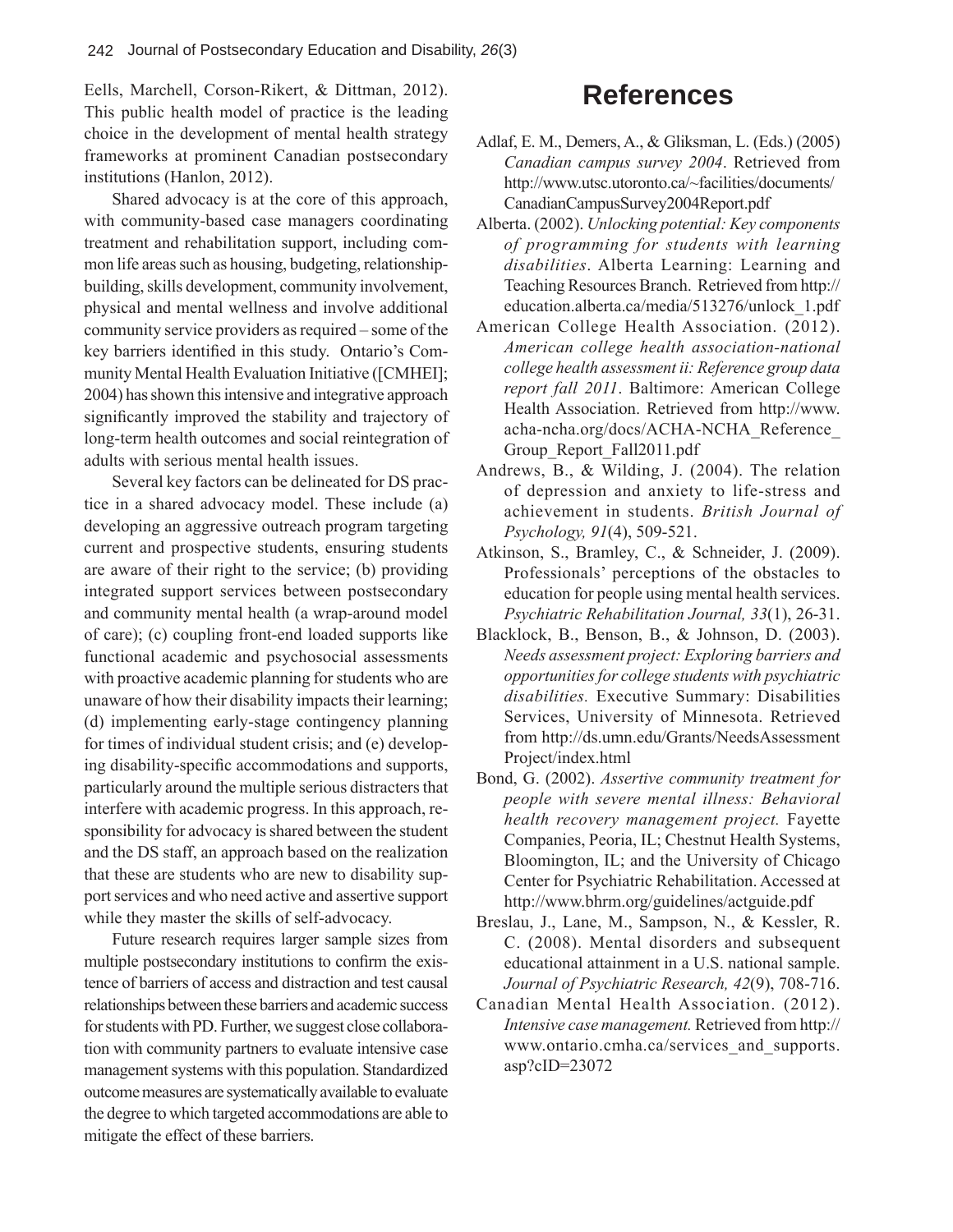Eells, Marchell, Corson-Rikert, & Dittman, 2012). This public health model of practice is the leading choice in the development of mental health strategy frameworks at prominent Canadian postsecondary institutions (Hanlon, 2012).

Shared advocacy is at the core of this approach, with community-based case managers coordinating treatment and rehabilitation support, including common life areas such as housing, budgeting, relationship-building, skills development, community involvement, physical and mental wellness and involve additional community service providers as required – some of the key barriers identified in this study. Ontario's Community Mental Health Evaluation Initiative ([CMHEI]; 2004) has shown this intensive and integrative approach significantly improved the stability and trajectory of long-term health outcomes and social reintegration of adults with serious mental health issues.

Several key factors can be delineated for DS practice in a shared advocacy model. These include (a) developing an aggressive outreach program targeting current and prospective students, ensuring students are aware of their right to the service; (b) providing integrated support services between postsecondary and community mental health (a wrap-around model of care); (c) coupling front-end loaded supports like functional academic and psychosocial assessments with proactive academic planning for students who are unaware of how their disability impacts their learning; (d) implementing early-stage contingency planning for times of individual student crisis; and (e) developing disability-specific accommodations and supports, particularly around the multiple serious distracters that interfere with academic progress. In this approach, responsibility for advocacy is shared between the student and the DS staff, an approach based on the realization that these are students who are new to disability support services and who need active and assertive support while they master the skills of self-advocacy.

Future research requires larger sample sizes from multiple postsecondary institutions to confirm the existence of barriers of access and distraction and test causal relationships between these barriers and academic success for students with PD. Further, we suggest close collaboration with community partners to evaluate intensive case management systems with this population. Standardized outcome measures are systematically available to evaluate the degree to which targeted accommodations are able to mitigate the effect of these barriers.

# References

Adlaf, E. M., Demers, A., & Gliksman, L. (Eds.) (2005) *Canadian campus survey 2004*. Retrieved from http://www.utsc.utoronto.ca/~facilities/documents/CanadianCampusSurvey2004Report.pdf

Alberta. (2002). *Unlocking potential: Key components of programming for students with learning disabilities*. Alberta Learning: Learning and Teaching Resources Branch. Retrieved from http://education.alberta.ca/media/513276/unlock_1.pdf

American College Health Association. (2012). *American college health association-national college health assessment ii: Reference group data report fall 2011*. Baltimore: American College Health Association. Retrieved from http://www.acha-ncha.org/docs/ACHA-NCHA_Reference_Group_Report_Fall2011.pdf

Andrews, B., & Wilding, J. (2004). The relation of depression and anxiety to life-stress and achievement in students. *British Journal of Psychology, 91*(4), 509-521.

Atkinson, S., Bramley, C., & Schneider, J. (2009). Professionals' perceptions of the obstacles to education for people using mental health services. *Psychiatric Rehabilitation Journal, 33*(1), 26-31.

Blacklock, B., Benson, B., & Johnson, D. (2003). *Needs assessment project: Exploring barriers and opportunities for college students with psychiatric disabilities.* Executive Summary: Disabilities Services, University of Minnesota. Retrieved from http://ds.umn.edu/Grants/NeedsAssessmentProject/index.html

Bond, G. (2002). *Assertive community treatment for people with severe mental illness: Behavioral health recovery management project.* Fayette Companies, Peoria, IL; Chestnut Health Systems, Bloomington, IL; and the University of Chicago Center for Psychiatric Rehabilitation. Accessed at http://www.bhrm.org/guidelines/actguide.pdf

Breslau, J., Lane, M., Sampson, N., & Kessler, R. C. (2008). Mental disorders and subsequent educational attainment in a U.S. national sample. *Journal of Psychiatric Research, 42*(9), 708-716.

Canadian Mental Health Association. (2012). *Intensive case management.* Retrieved from http://www.ontario.cmha.ca/services_and_supports.asp?cID=23072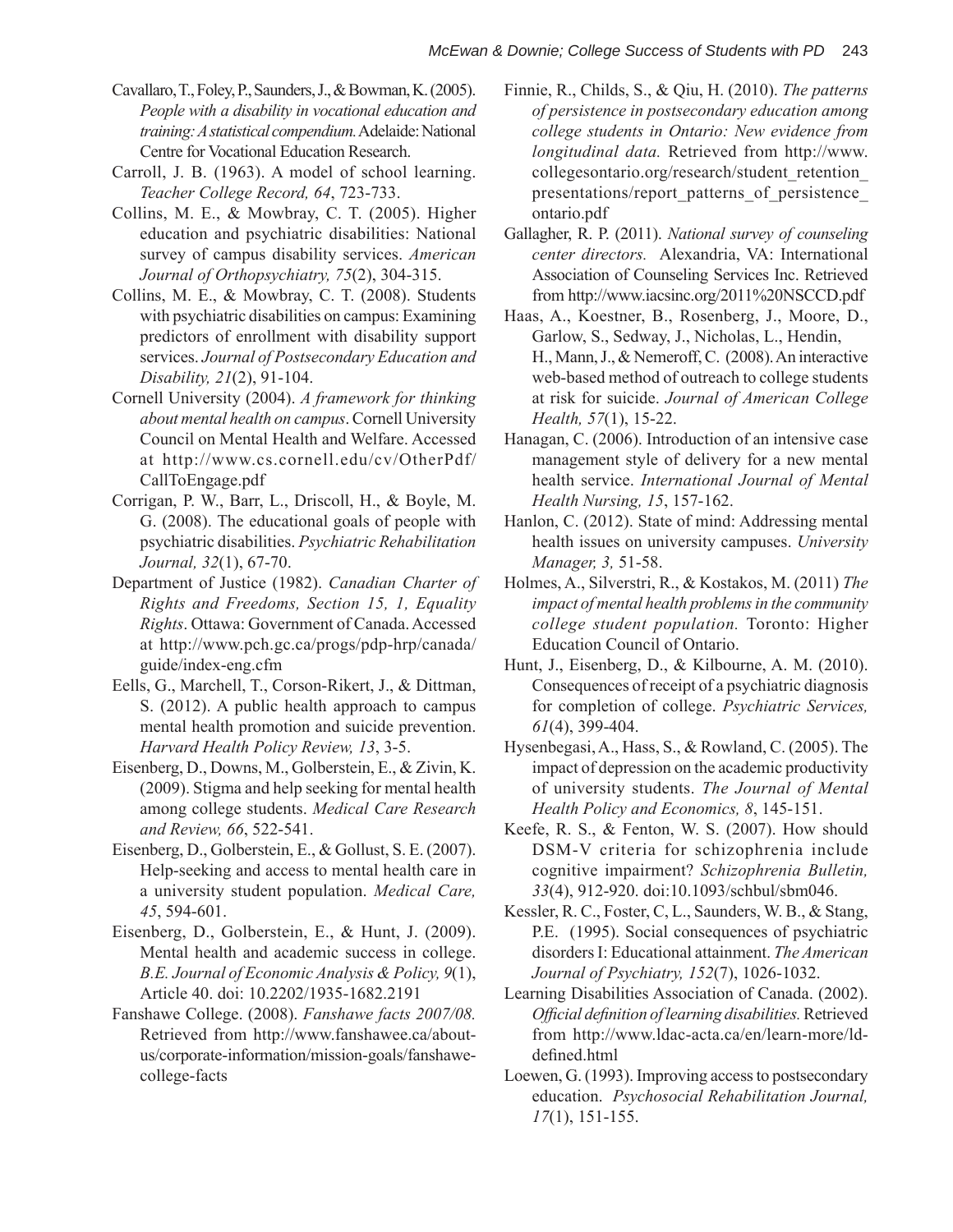Cavallaro, T., Foley, P., Saunders, J., & Bowman, K. (2005). *People with a disability in vocational education and training: A statistical compendium.* Adelaide: National Centre for Vocational Education Research.

Carroll, J. B. (1963). A model of school learning. *Teacher College Record, 64*, 723-733.

Collins, M. E., & Mowbray, C. T. (2005). Higher education and psychiatric disabilities: National survey of campus disability services. *American Journal of Orthopsychiatry, 75*(2), 304-315.

Collins, M. E., & Mowbray, C. T. (2008). Students with psychiatric disabilities on campus: Examining predictors of enrollment with disability support services. *Journal of Postsecondary Education and Disability, 21*(2), 91-104.

Cornell University (2004). *A framework for thinking about mental health on campus*. Cornell University Council on Mental Health and Welfare. Accessed at http://www.cs.cornell.edu/cv/OtherPdf/CallToEngage.pdf

Corrigan, P. W., Barr, L., Driscoll, H., & Boyle, M. G. (2008). The educational goals of people with psychiatric disabilities. *Psychiatric Rehabilitation Journal, 32*(1), 67-70.

Department of Justice (1982). *Canadian Charter of Rights and Freedoms, Section 15, 1, Equality Rights*. Ottawa: Government of Canada. Accessed at http://www.pch.gc.ca/progs/pdp-hrp/canada/guide/index-eng.cfm

Eells, G., Marchell, T., Corson-Rikert, J., & Dittman, S. (2012). A public health approach to campus mental health promotion and suicide prevention. *Harvard Health Policy Review, 13*, 3-5.

Eisenberg, D., Downs, M., Golberstein, E., & Zivin, K. (2009). Stigma and help seeking for mental health among college students. *Medical Care Research and Review, 66*, 522-541.

Eisenberg, D., Golberstein, E., & Gollust, S. E. (2007). Help-seeking and access to mental health care in a university student population. *Medical Care, 45*, 594-601.

Eisenberg, D., Golberstein, E., & Hunt, J. (2009). Mental health and academic success in college. *B.E. Journal of Economic Analysis & Policy, 9*(1), Article 40. doi: 10.2202/1935-1682.2191

Fanshawe College. (2008). *Fanshawe facts 2007/08.* Retrieved from http://www.fanshawee.ca/about-us/corporate-information/mission-goals/fanshawe-college-facts

Finnie, R., Childs, S., & Qiu, H. (2010). *The patterns of persistence in postsecondary education among college students in Ontario: New evidence from longitudinal data.* Retrieved from http://www.collegesontario.org/research/student_retention_presentations/report_patterns_of_persistence_ontario.pdf

Gallagher, R. P. (2011). *National survey of counseling center directors.* Alexandria, VA: International Association of Counseling Services Inc. Retrieved from http://www.iacsinc.org/2011%20NSCCD.pdf

Haas, A., Koestner, B., Rosenberg, J., Moore, D., Garlow, S., Sedway, J., Nicholas, L., Hendin, H., Mann, J., & Nemeroff, C. (2008). An interactive web-based method of outreach to college students at risk for suicide. *Journal of American College Health, 57*(1), 15-22.

Hanagan, C. (2006). Introduction of an intensive case management style of delivery for a new mental health service. *International Journal of Mental Health Nursing, 15*, 157-162.

Hanlon, C. (2012). State of mind: Addressing mental health issues on university campuses. *University Manager, 3,* 51-58.

Holmes, A., Silverstri, R., & Kostakos, M. (2011) *The impact of mental health problems in the community college student population.* Toronto: Higher Education Council of Ontario.

Hunt, J., Eisenberg, D., & Kilbourne, A. M. (2010). Consequences of receipt of a psychiatric diagnosis for completion of college. *Psychiatric Services, 61*(4), 399-404.

Hysenbegasi, A., Hass, S., & Rowland, C. (2005). The impact of depression on the academic productivity of university students. *The Journal of Mental Health Policy and Economics, 8*, 145-151.

Keefe, R. S., & Fenton, W. S. (2007). How should DSM-V criteria for schizophrenia include cognitive impairment? *Schizophrenia Bulletin, 33*(4), 912-920. doi:10.1093/schbul/sbm046.

Kessler, R. C., Foster, C, L., Saunders, W. B., & Stang, P.E. (1995). Social consequences of psychiatric disorders I: Educational attainment. *The American Journal of Psychiatry, 152*(7), 1026-1032.

Learning Disabilities Association of Canada. (2002). *Official definition of learning disabilities.* Retrieved from http://www.ldac-acta.ca/en/learn-more/ld-defined.html

Loewen, G. (1993). Improving access to postsecondary education. *Psychosocial Rehabilitation Journal, 17*(1), 151-155.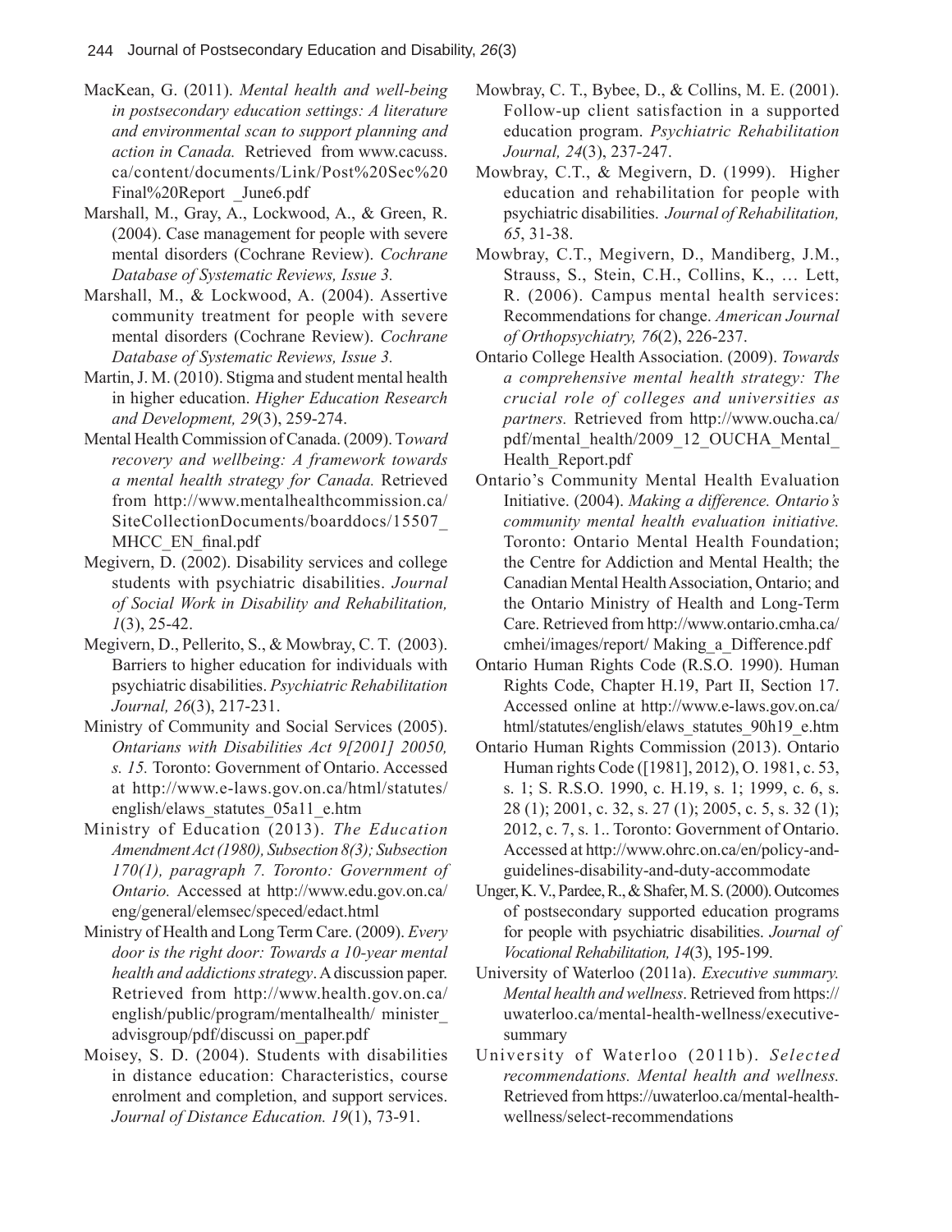MacKean, G. (2011). *Mental health and well-being in postsecondary education settings: A literature and environmental scan to support planning and action in Canada.* Retrieved from www.cacuss.ca/content/documents/Link/Post%20Sec%20Final%20Report _June6.pdf

Marshall, M., Gray, A., Lockwood, A., & Green, R. (2004). Case management for people with severe mental disorders (Cochrane Review). *Cochrane Database of Systematic Reviews, Issue 3.*

Marshall, M., & Lockwood, A. (2004). Assertive community treatment for people with severe mental disorders (Cochrane Review). *Cochrane Database of Systematic Reviews, Issue 3.*

Martin, J. M. (2010). Stigma and student mental health in higher education. *Higher Education Research and Development, 29*(3), 259-274.

Mental Health Commission of Canada. (2009). T*oward recovery and wellbeing: A framework towards a mental health strategy for Canada.* Retrieved from http://www.mentalhealthcommission.ca/SiteCollectionDocuments/boarddocs/15507_MHCC_EN_final.pdf

Megivern, D. (2002). Disability services and college students with psychiatric disabilities. *Journal of Social Work in Disability and Rehabilitation, 1*(3), 25-42.

Megivern, D., Pellerito, S., & Mowbray, C. T. (2003). Barriers to higher education for individuals with psychiatric disabilities. *Psychiatric Rehabilitation Journal, 26*(3), 217-231.

Ministry of Community and Social Services (2005). *Ontarians with Disabilities Act 9[2001] 20050, s. 15.* Toronto: Government of Ontario. Accessed at http://www.e-laws.gov.on.ca/html/statutes/english/elaws_statutes_05a11_e.htm

Ministry of Education (2013). *The Education Amendment Act (1980), Subsection 8(3); Subsection 170(1), paragraph 7. Toronto: Government of Ontario.* Accessed at http://www.edu.gov.on.ca/eng/general/elemsec/speced/edact.html

Ministry of Health and Long Term Care. (2009). *Every door is the right door: Towards a 10-year mental health and addictions strategy*. A discussion paper. Retrieved from http://www.health.gov.on.ca/english/public/program/mentalhealth/ minister_advisgroup/pdf/discussi on_paper.pdf

Moisey, S. D. (2004). Students with disabilities in distance education: Characteristics, course enrolment and completion, and support services. *Journal of Distance Education. 19*(1), 73-91.

Mowbray, C. T., Bybee, D., & Collins, M. E. (2001). Follow-up client satisfaction in a supported education program. *Psychiatric Rehabilitation Journal, 24*(3), 237-247.

Mowbray, C.T., & Megivern, D. (1999). Higher education and rehabilitation for people with psychiatric disabilities. *Journal of Rehabilitation, 65*, 31-38.

Mowbray, C.T., Megivern, D., Mandiberg, J.M., Strauss, S., Stein, C.H., Collins, K., … Lett, R. (2006). Campus mental health services: Recommendations for change. *American Journal of Orthopsychiatry, 76*(2), 226-237.

Ontario College Health Association. (2009). *Towards a comprehensive mental health strategy: The crucial role of colleges and universities as partners.* Retrieved from http://www.oucha.ca/pdf/mental_health/2009_12_OUCHA_Mental_Health_Report.pdf

Ontario's Community Mental Health Evaluation Initiative. (2004). *Making a difference. Ontario's community mental health evaluation initiative.* Toronto: Ontario Mental Health Foundation; the Centre for Addiction and Mental Health; the Canadian Mental Health Association, Ontario; and the Ontario Ministry of Health and Long-Term Care. Retrieved from http://www.ontario.cmha.ca/cmhei/images/report/ Making_a_Difference.pdf

Ontario Human Rights Code (R.S.O. 1990). Human Rights Code, Chapter H.19, Part II, Section 17. Accessed online at http://www.e-laws.gov.on.ca/html/statutes/english/elaws_statutes_90h19_e.htm

Ontario Human Rights Commission (2013). Ontario Human rights Code ([1981], 2012), O. 1981, c. 53, s. 1; S. R.S.O. 1990, c. H.19, s. 1; 1999, c. 6, s. 28 (1); 2001, c. 32, s. 27 (1); 2005, c. 5, s. 32 (1); 2012, c. 7, s. 1.. Toronto: Government of Ontario. Accessed at http://www.ohrc.on.ca/en/policy-and-guidelines-disability-and-duty-accommodate

Unger, K. V., Pardee, R., & Shafer, M. S. (2000). Outcomes of postsecondary supported education programs for people with psychiatric disabilities. *Journal of Vocational Rehabilitation, 14*(3), 195-199.

University of Waterloo (2011a). *Executive summary. Mental health and wellness*. Retrieved from https://uwaterloo.ca/mental-health-wellness/executive-summary

University of Waterloo (2011b). *Selected recommendations. Mental health and wellness.* Retrieved from https://uwaterloo.ca/mental-health-wellness/select-recommendations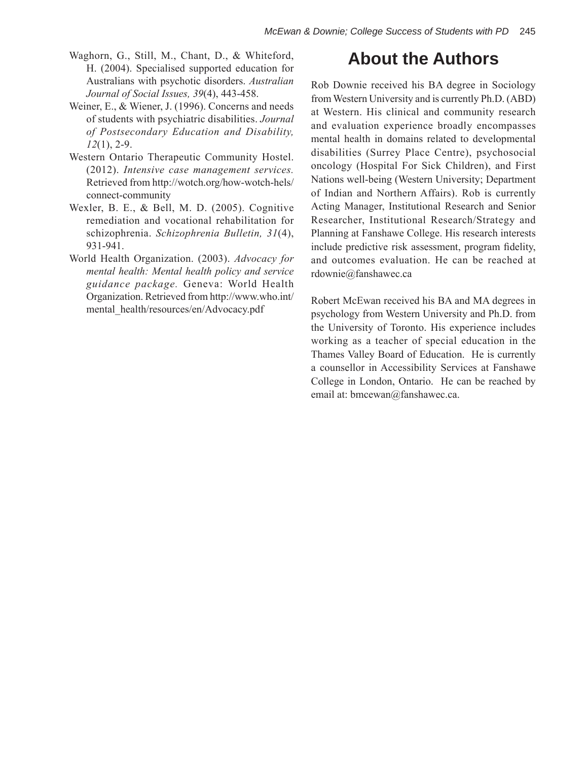Waghorn, G., Still, M., Chant, D., & Whiteford, H. (2004). Specialised supported education for Australians with psychotic disorders. *Australian Journal of Social Issues, 39*(4), 443-458.

Weiner, E., & Wiener, J. (1996). Concerns and needs of students with psychiatric disabilities. *Journal of Postsecondary Education and Disability, 12*(1), 2-9.

Western Ontario Therapeutic Community Hostel. (2012). *Intensive case management services.* Retrieved from http://wotch.org/how-wotch-hels/connect-community

Wexler, B. E., & Bell, M. D. (2005). Cognitive remediation and vocational rehabilitation for schizophrenia. *Schizophrenia Bulletin, 31*(4), 931-941.

World Health Organization. (2003). *Advocacy for mental health: Mental health policy and service guidance package.* Geneva: World Health Organization. Retrieved from http://www.who.int/mental_health/resources/en/Advocacy.pdf

## About the Authors

Rob Downie received his BA degree in Sociology from Western University and is currently Ph.D. (ABD) at Western. His clinical and community research and evaluation experience broadly encompasses mental health in domains related to developmental disabilities (Surrey Place Centre), psychosocial oncology (Hospital For Sick Children), and First Nations well-being (Western University; Department of Indian and Northern Affairs). Rob is currently Acting Manager, Institutional Research and Senior Researcher, Institutional Research/Strategy and Planning at Fanshawe College. His research interests include predictive risk assessment, program fidelity, and outcomes evaluation. He can be reached at rdownie@fanshawec.ca

Robert McEwan received his BA and MA degrees in psychology from Western University and Ph.D. from the University of Toronto. His experience includes working as a teacher of special education in the Thames Valley Board of Education. He is currently a counsellor in Accessibility Services at Fanshawe College in London, Ontario. He can be reached by email at: bmcewan@fanshawec.ca.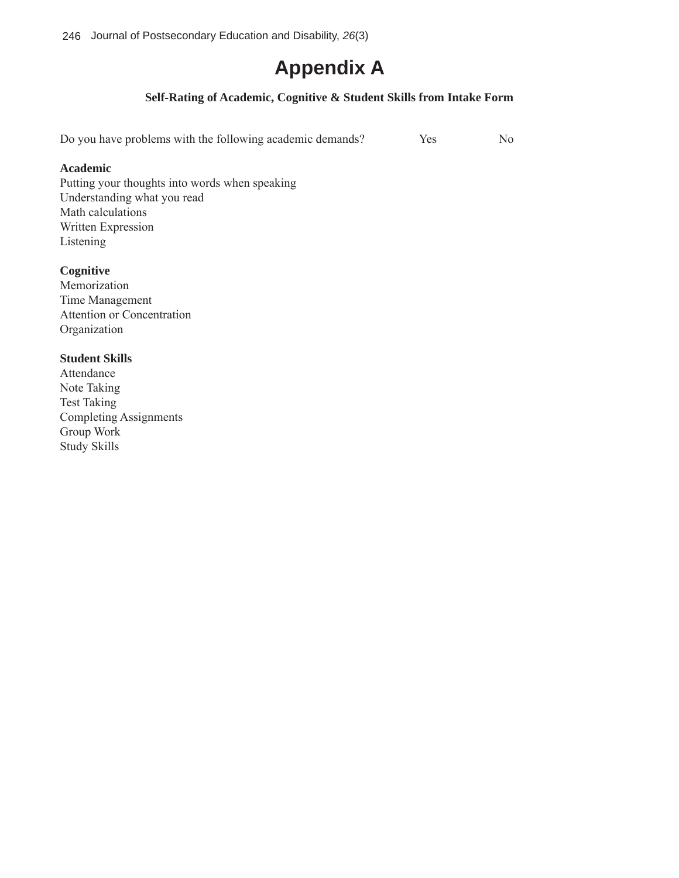# Appendix A

**Self-Rating of Academic, Cognitive & Student Skills from Intake Form**

| Do you have problems with the following academic demands? | Yes | No |
|---|---|---|
| **Academic** | | |
| Putting your thoughts into words when speaking | | |
| Understanding what you read | | |
| Math calculations | | |
| Written Expression | | |
| Listening | | |
| **Cognitive** | | |
| Memorization | | |
| Time Management | | |
| Attention or Concentration | | |
| Organization | | |
| **Student Skills** | | |
| Attendance | | |
| Note Taking | | |
| Test Taking | | |
| Completing Assignments | | |
| Group Work | | |
| Study Skills | | |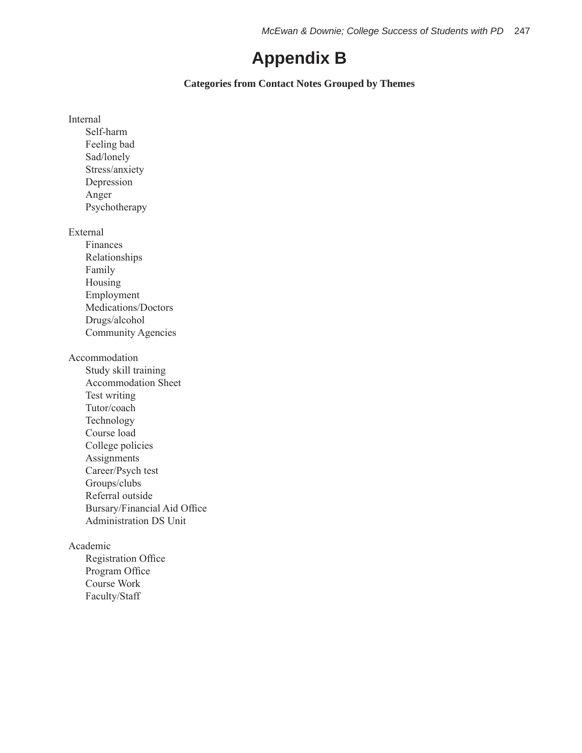# Appendix B

**Categories from Contact Notes Grouped by Themes**

Internal
- Self-harm
- Feeling bad
- Sad/lonely
- Stress/anxiety
- Depression
- Anger
- Psychotherapy

External
- Finances
- Relationships
- Family
- Housing
- Employment
- Medications/Doctors
- Drugs/alcohol
- Community Agencies

Accommodation
- Study skill training
- Accommodation Sheet
- Test writing
- Tutor/coach
- Technology
- Course load
- College policies
- Assignments
- Career/Psych test
- Groups/clubs
- Referral outside
- Bursary/Financial Aid Office
- Administration DS Unit

Academic
- Registration Office
- Program Office
- Course Work
- Faculty/Staff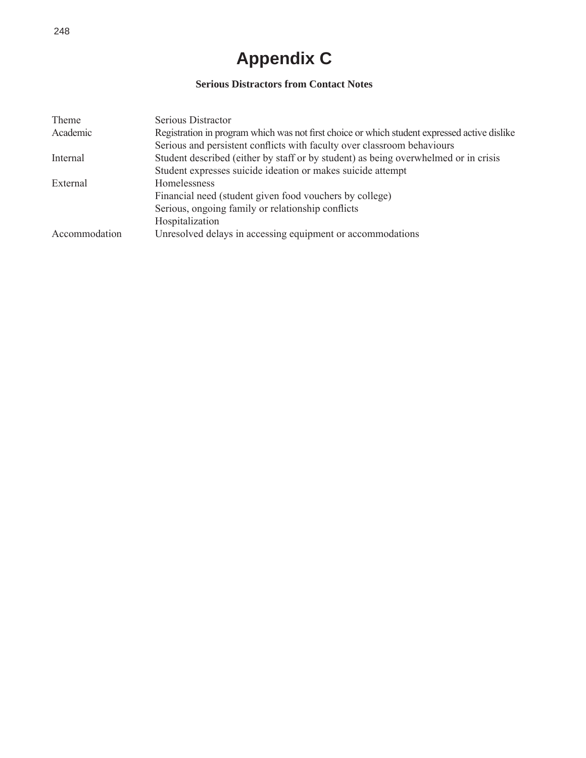# Appendix C

**Serious Distractors from Contact Notes**

| Theme | Serious Distractor |
|---|---|
| Academic | Registration in program which was not first choice or which student expressed active dislike |
| | Serious and persistent conflicts with faculty over classroom behaviours |
| Internal | Student described (either by staff or by student) as being overwhelmed or in crisis |
| | Student expresses suicide ideation or makes suicide attempt |
| External | Homelessness |
| | Financial need (student given food vouchers by college) |
| | Serious, ongoing family or relationship conflicts |
| | Hospitalization |
| Accommodation | Unresolved delays in accessing equipment or accommodations |